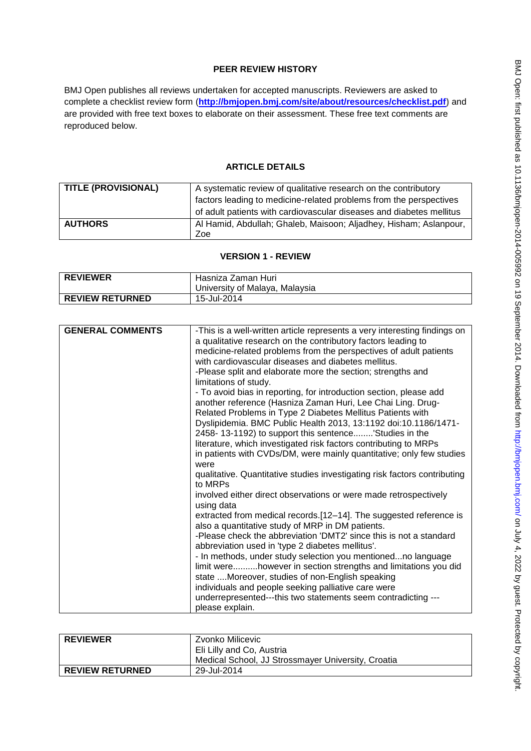## PEER REVIEW HISTORY

BMJ Open publishes all reviews undertaken for accepted manuscripts. Reviewers are asked to complete a checklist review form (**http://bmjopen.bmj.com/site/about/resources/checklist.pdf**) and are provided with free text boxes to elaborate on their assessment. These free text comments are reproduced below.

## ARTICLE DETAILS

| | |
|---|---|
| **TITLE (PROVISIONAL)** | A systematic review of qualitative research on the contributory factors leading to medicine-related problems from the perspectives of adult patients with cardiovascular diseases and diabetes mellitus |
| **AUTHORS** | Al Hamid, Abdullah; Ghaleb, Maisoon; Aljadhey, Hisham; Aslanpour, Zoe |

## VERSION 1 - REVIEW

| | |
|---|---|
| **REVIEWER** | Hasniza Zaman Huri<br>University of Malaya, Malaysia |
| **REVIEW RETURNED** | 15-Jul-2014 |

| | |
|---|---|
| **GENERAL COMMENTS** | -This is a well-written article represents a very interesting findings on a qualitative research on the contributory factors leading to medicine-related problems from the perspectives of adult patients with cardiovascular diseases and diabetes mellitus.<br>-Please split and elaborate more the section; strengths and limitations of study.<br>- To avoid bias in reporting, for introduction section, please add another reference (Hasniza Zaman Huri, Lee Chai Ling. Drug-Related Problems in Type 2 Diabetes Mellitus Patients with Dyslipidemia. BMC Public Health 2013, 13:1192 doi:10.1186/1471-2458- 13-1192) to support this sentence........'Studies in the literature, which investigated risk factors contributing to MRPs in patients with CVDs/DM, were mainly quantitative; only few studies were<br>qualitative. Quantitative studies investigating risk factors contributing to MRPs<br>involved either direct observations or were made retrospectively using data<br>extracted from medical records.[12–14]. The suggested reference is also a quantitative study of MRP in DM patients.<br>-Please check the abbreviation 'DMT2' since this is not a standard abbreviation used in 'type 2 diabetes mellitus'.<br>- In methods, under study selection you mentioned...no language limit were..........however in section strengths and limitations you did state ....Moreover, studies of non-English speaking individuals and people seeking palliative care were underrepresented---this two statements seem contradicting --- please explain. |

| | |
|---|---|
| **REVIEWER** | Zvonko Milicevic<br>Eli Lilly and Co, Austria<br>Medical School, JJ Strossmayer University, Croatia |
| **REVIEW RETURNED** | 29-Jul-2014 |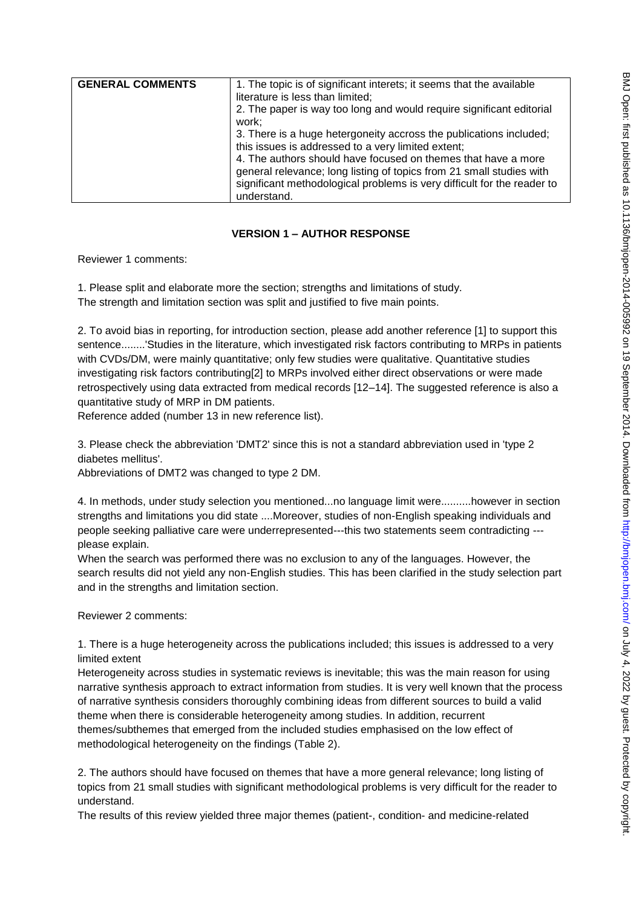| GENERAL COMMENTS | 1. The topic is of significant interets; it seems that the available literature is less than limited;<br>2. The paper is way too long and would require significant editorial work;<br>3. There is a huge hetergoneity accross the publications included; this issues is addressed to a very limited extent;<br>4. The authors should have focused on themes that have a more general relevance; long listing of topics from 21 small studies with significant methodological problems is very difficult for the reader to understand. |
|---|---|

**VERSION 1 – AUTHOR RESPONSE**

Reviewer 1 comments:

1. Please split and elaborate more the section; strengths and limitations of study.
The strength and limitation section was split and justified to five main points.

2. To avoid bias in reporting, for introduction section, please add another reference [1] to support this sentence........'Studies in the literature, which investigated risk factors contributing to MRPs in patients with CVDs/DM, were mainly quantitative; only few studies were qualitative. Quantitative studies investigating risk factors contributing[2] to MRPs involved either direct observations or were made retrospectively using data extracted from medical records [12–14]. The suggested reference is also a quantitative study of MRP in DM patients.
Reference added (number 13 in new reference list).

3. Please check the abbreviation 'DMT2' since this is not a standard abbreviation used in 'type 2 diabetes mellitus'.
Abbreviations of DMT2 was changed to type 2 DM.

4. In methods, under study selection you mentioned...no language limit were..........however in section strengths and limitations you did state ....Moreover, studies of non-English speaking individuals and people seeking palliative care were underrepresented---this two statements seem contradicting --- please explain.
When the search was performed there was no exclusion to any of the languages. However, the search results did not yield any non-English studies. This has been clarified in the study selection part and in the strengths and limitation section.

Reviewer 2 comments:

1. There is a huge heterogeneity across the publications included; this issues is addressed to a very limited extent
Heterogeneity across studies in systematic reviews is inevitable; this was the main reason for using narrative synthesis approach to extract information from studies. It is very well known that the process of narrative synthesis considers thoroughly combining ideas from different sources to build a valid theme when there is considerable heterogeneity among studies. In addition, recurrent themes/subthemes that emerged from the included studies emphasised on the low effect of methodological heterogeneity on the findings (Table 2).

2. The authors should have focused on themes that have a more general relevance; long listing of topics from 21 small studies with significant methodological problems is very difficult for the reader to understand.
The results of this review yielded three major themes (patient-, condition- and medicine-related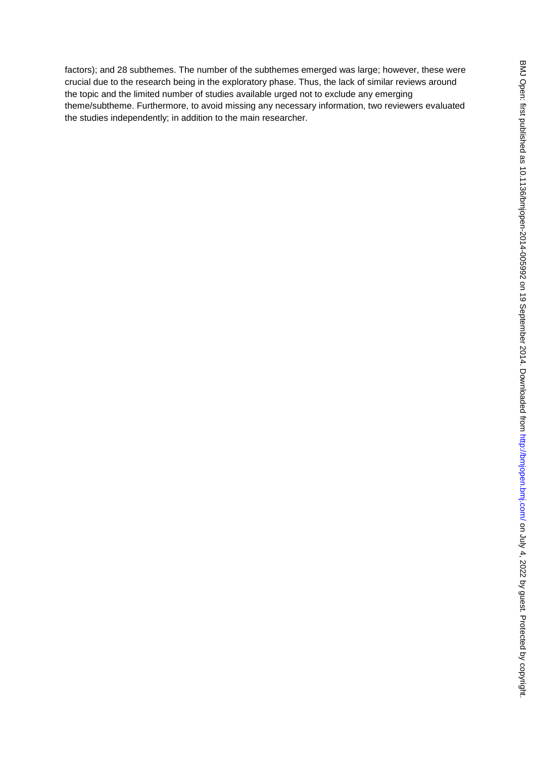factors); and 28 subthemes. The number of the subthemes emerged was large; however, these were crucial due to the research being in the exploratory phase. Thus, the lack of similar reviews around the topic and the limited number of studies available urged not to exclude any emerging theme/subtheme. Furthermore, to avoid missing any necessary information, two reviewers evaluated the studies independently; in addition to the main researcher.